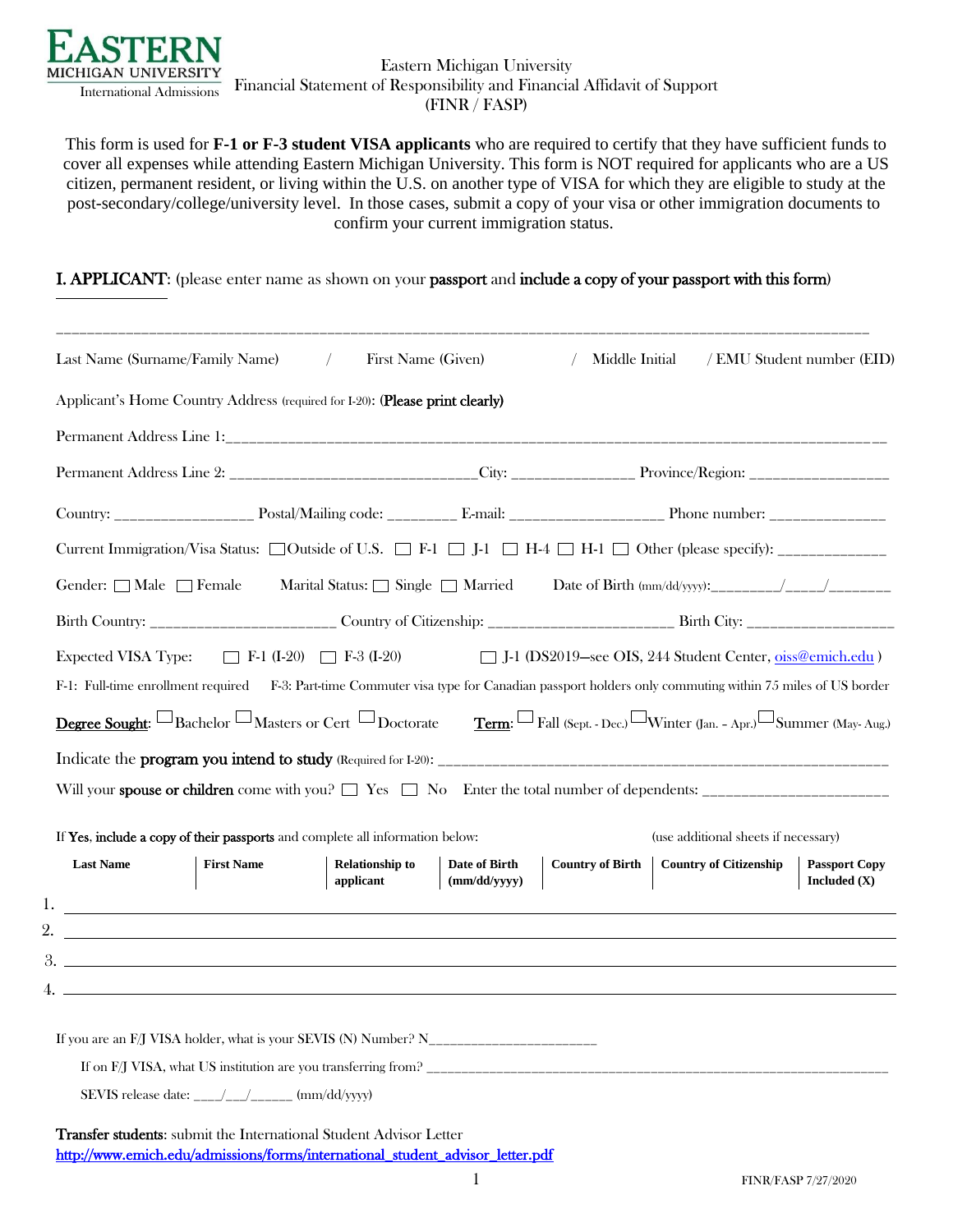EASTERN MICHIGAN UNIVERSITY
International Admissions

Eastern Michigan University
Financial Statement of Responsibility and Financial Affidavit of Support
(FINR / FASP)

This form is used for **F-1 or F-3 student VISA applicants** who are required to certify that they have sufficient funds to cover all expenses while attending Eastern Michigan University. This form is NOT required for applicants who are a US citizen, permanent resident, or living within the U.S. on another type of VISA for which they are eligible to study at the post-secondary/college/university level. In those cases, submit a copy of your visa or other immigration documents to confirm your current immigration status.

## I. APPLICANT: (please enter name as shown on your **passport** and **include a copy of your passport with this form**)

_______________________________________________________________________________________________

Last Name (Surname/Family Name) / First Name (Given) / Middle Initial / EMU Student number (EID)

Applicant's Home Country Address (required for I-20): **(Please print clearly)**

Permanent Address Line 1:_______________________________________________________________________________

Permanent Address Line 2: _______________________________City: _______________ Province/Region: _________________

Country: _________________ Postal/Mailing code: _________ E-mail: ___________________ Phone number: ______________

Current Immigration/Visa Status: ☐ Outside of U.S. ☐ F-1 ☐ J-1 ☐ H-4 ☐ H-1 ☐ Other (please specify): _____________

Gender: ☐ Male ☐ Female Marital Status: ☐ Single ☐ Married Date of Birth (mm/dd/yyyy):_________/_____/_______

Birth Country: _______________________ Country of Citizenship: _______________________ Birth City: __________________

Expected VISA Type: ☐ F-1 (I-20) ☐ F-3 (I-20) ☐ J-1 (DS2019—see OIS, 244 Student Center, oiss@emich.edu )

F-1: Full-time enrollment required F-3: Part-time Commuter visa type for Canadian passport holders only commuting within 75 miles of US border

**Degree Sought**: ☐ Bachelor ☐ Masters or Cert ☐ Doctorate **Term**: ☐ Fall (Sept. - Dec.) ☐ Winter (Jan. – Apr.) ☐ Summer (May- Aug.)

Indicate the **program you intend to study** (Required for I-20): _______________________________________________________

Will your **spouse or children** come with you? ☐ Yes ☐ No Enter the total number of dependents: ______________________

If **Yes**, **include a copy of their passports** and complete all information below: (use additional sheets if necessary)

| | Last Name | First Name | Relationship to applicant | Date of Birth (mm/dd/yyyy) | Country of Birth | Country of Citizenship | Passport Copy Included (X) |
|---|---|---|---|---|---|---|---|
| 1. | | | | | | | |
| 2. | | | | | | | |
| 3. | | | | | | | |
| 4. | | | | | | | |

If you are an F/J VISA holder, what is your SEVIS (N) Number? N______________________

If on F/J VISA, what US institution are you transferring from? __________________________________________________________

SEVIS release date: ____/___/______ (mm/dd/yyyy)

**Transfer students**: submit the International Student Advisor Letter
http://www.emich.edu/admissions/forms/international_student_advisor_letter.pdf

FINR/FASP 7/27/2020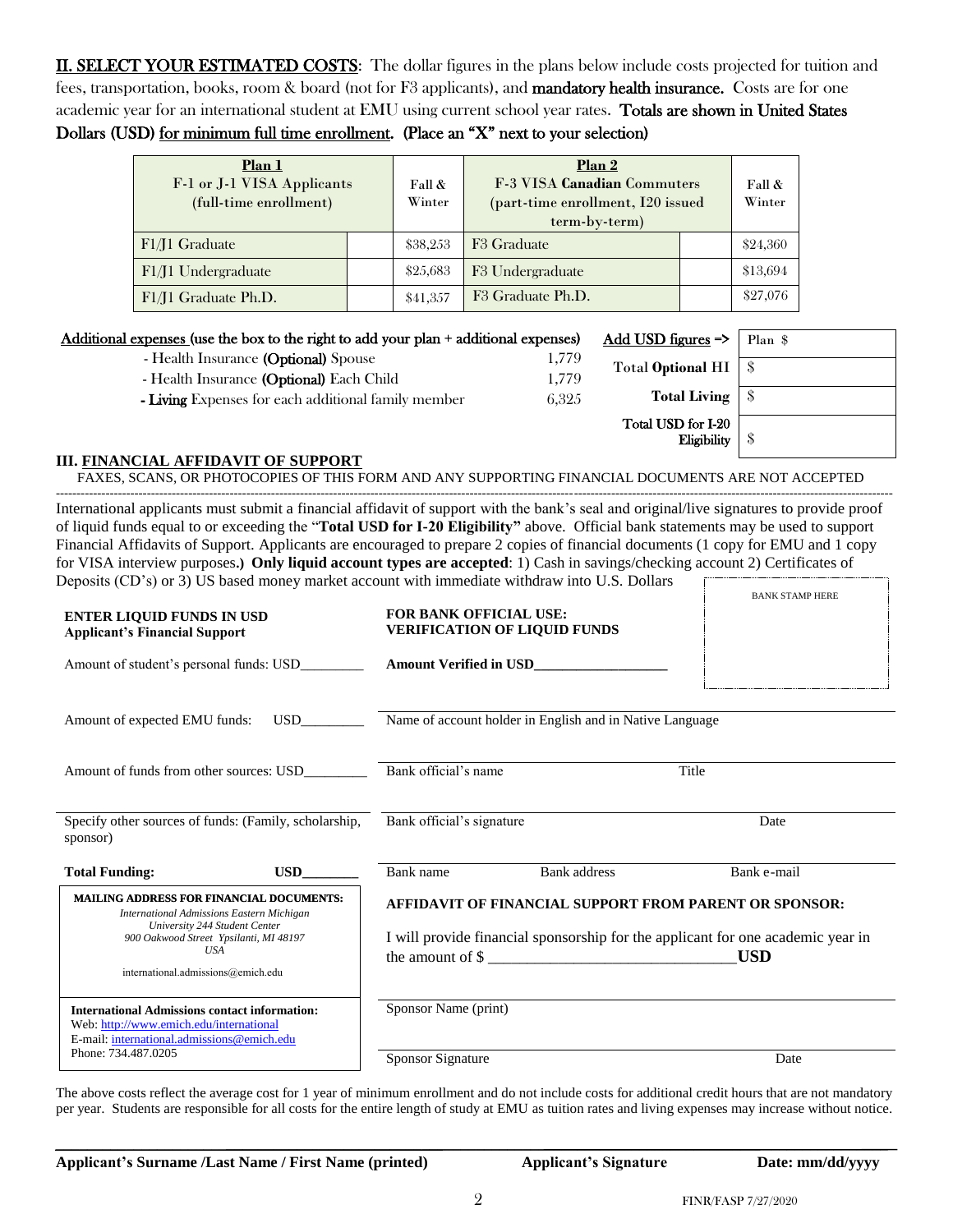**II. SELECT YOUR ESTIMATED COSTS**: The dollar figures in the plans below include costs projected for tuition and fees, transportation, books, room & board (not for F3 applicants), and **mandatory health insurance.** Costs are for one academic year for an international student at EMU using current school year rates. **Totals are shown in United States Dollars (USD) for minimum full time enrollment. (Place an "X" next to your selection)**

| **Plan 1** F-1 or J-1 VISA Applicants (full-time enrollment) | | Fall & Winter | **Plan 2** F-3 VISA **Canadian** Commuters (part-time enrollment, I20 issued term-by-term) | | Fall & Winter |
|---|---|---|---|---|---|
| F1/J1 Graduate | | $38,253 | F3 Graduate | | $24,360 |
| F1/J1 Undergraduate | | $25,683 | F3 Undergraduate | | $13,694 |
| F1/J1 Graduate Ph.D. | | $41,357 | F3 Graduate Ph.D. | | $27,076 |

Additional expenses (use the box to the right to add your plan + additional expenses)

| | |
|---|---|
| - Health Insurance **(Optional)** Spouse | 1,779 |
| - Health Insurance **(Optional)** Each Child | 1,779 |
| **- Living** Expenses for each additional family member | 6,325 |

| Add USD figures => | Plan $ |
|---|---|
| Total **Optional** HI | $ |
| **Total Living** | $ |
| **Total USD for I-20 Eligibility** | $ |

### III. FINANCIAL AFFIDAVIT OF SUPPORT

FAXES, SCANS, OR PHOTOCOPIES OF THIS FORM AND ANY SUPPORTING FINANCIAL DOCUMENTS ARE NOT ACCEPTED

International applicants must submit a financial affidavit of support with the bank's seal and original/live signatures to provide proof of liquid funds equal to or exceeding the "**Total USD for I-20 Eligibility"** above. Official bank statements may be used to support Financial Affidavits of Support. Applicants are encouraged to prepare 2 copies of financial documents (1 copy for EMU and 1 copy for VISA interview purposes.) **Only liquid account types are accepted**: 1) Cash in savings/checking account 2) Certificates of Deposits (CD's) or 3) US based money market account with immediate withdraw into U.S. Dollars

**ENTER LIQUID FUNDS IN USD**
**Applicant's Financial Support**

Amount of student's personal funds: USD________

Amount of expected EMU funds: USD________

Amount of funds from other sources: USD________

Specify other sources of funds: (Family, scholarship, sponsor)

**Total Funding: USD_______**

**MAILING ADDRESS FOR FINANCIAL DOCUMENTS:**
*International Admissions Eastern Michigan University 244 Student Center*
*900 Oakwood Street Ypsilanti, MI 48197*
*USA*
international.admissions@emich.edu

**International Admissions contact information:**
Web: http://www.emich.edu/international
E-mail: international.admissions@emich.edu
Phone: 734.487.0205

**FOR BANK OFFICIAL USE:**
**VERIFICATION OF LIQUID FUNDS**

BANK STAMP HERE

**Amount Verified in USD__________________**

Name of account holder in English and in Native Language

Bank official's name    Title

Bank official's signature    Date

Bank name    Bank address    Bank e-mail

**AFFIDAVIT OF FINANCIAL SUPPORT FROM PARENT OR SPONSOR:**

I will provide financial sponsorship for the applicant for one academic year in the amount of $ ______________________________**USD**

Sponsor Name (print)

Sponsor Signature    Date

The above costs reflect the average cost for 1 year of minimum enrollment and do not include costs for additional credit hours that are not mandatory per year. Students are responsible for all costs for the entire length of study at EMU as tuition rates and living expenses may increase without notice.

**Applicant's Surname /Last Name / First Name (printed)**    **Applicant's Signature**    **Date: mm/dd/yyyy**

FINR/FASP 7/27/2020